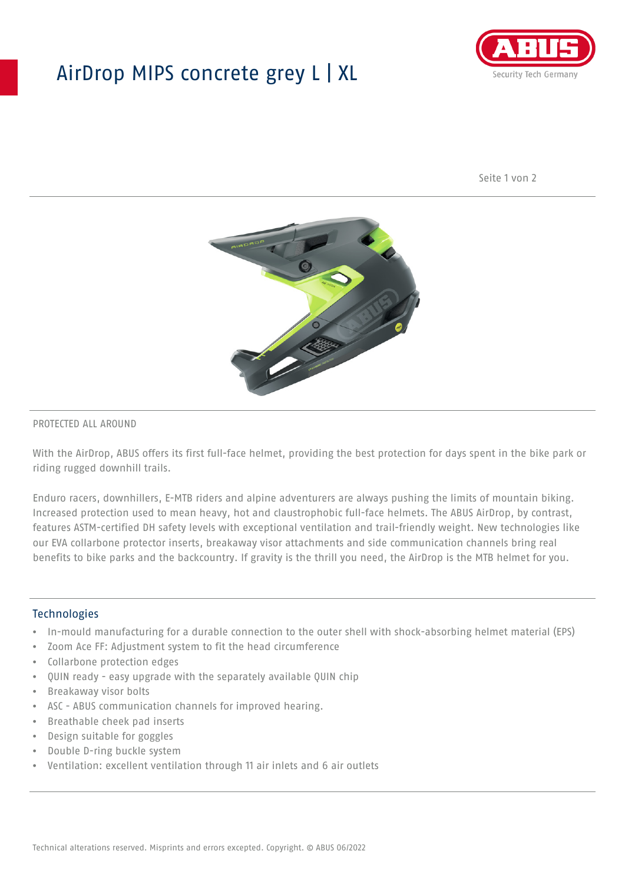# AirDrop MIPS concrete grey L | XL

PROTECTED ALL AROUND

With the AirDrop, ABUS offers its first full-face helmet, providing the best protection for days spent in the bike park or riding rugged downhill trails.

Enduro racers, downhillers, E-MTB riders and alpine adventurers are always pushing the limits of mountain biking. Increased protection used to mean heavy, hot and claustrophobic full-face helmets. The ABUS AirDrop, by contrast, features ASTM-certified DH safety levels with exceptional ventilation and trail-friendly weight. New technologies like our EVA collarbone protector inserts, breakaway visor attachments and side communication channels bring real benefits to bike parks and the backcountry. If gravity is the thrill you need, the AirDrop is the MTB helmet for you.

## Technologies

- In-mould manufacturing for a durable connection to the outer shell with shock-absorbing helmet material (EPS)
- Zoom Ace FF: Adjustment system to fit the head circumference
- Collarbone protection edges
- QUIN ready - easy upgrade with the separately available QUIN chip
- Breakaway visor bolts
- ASC - ABUS communication channels for improved hearing.
- Breathable cheek pad inserts
- Design suitable for goggles
- Double D-ring buckle system
- Ventilation: excellent ventilation through 11 air inlets and 6 air outlets

Technical alterations reserved. Misprints and errors excepted. Copyright. © ABUS 06/2022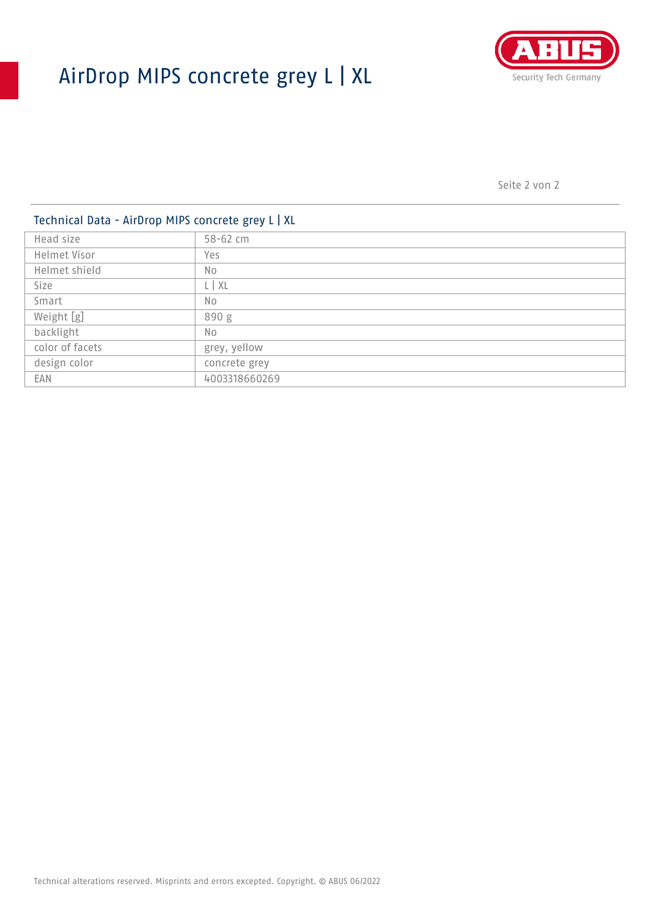# AirDrop MIPS concrete grey L | XL

## Technical Data - AirDrop MIPS concrete grey L | XL

| | |
|---|---|
| Head size | 58-62 cm |
| Helmet Visor | Yes |
| Helmet shield | No |
| Size | L \| XL |
| Smart | No |
| Weight [g] | 890 g |
| backlight | No |
| color of facets | grey, yellow |
| design color | concrete grey |
| EAN | 4003318660269 |

Technical alterations reserved. Misprints and errors excepted. Copyright. © ABUS 06/2022